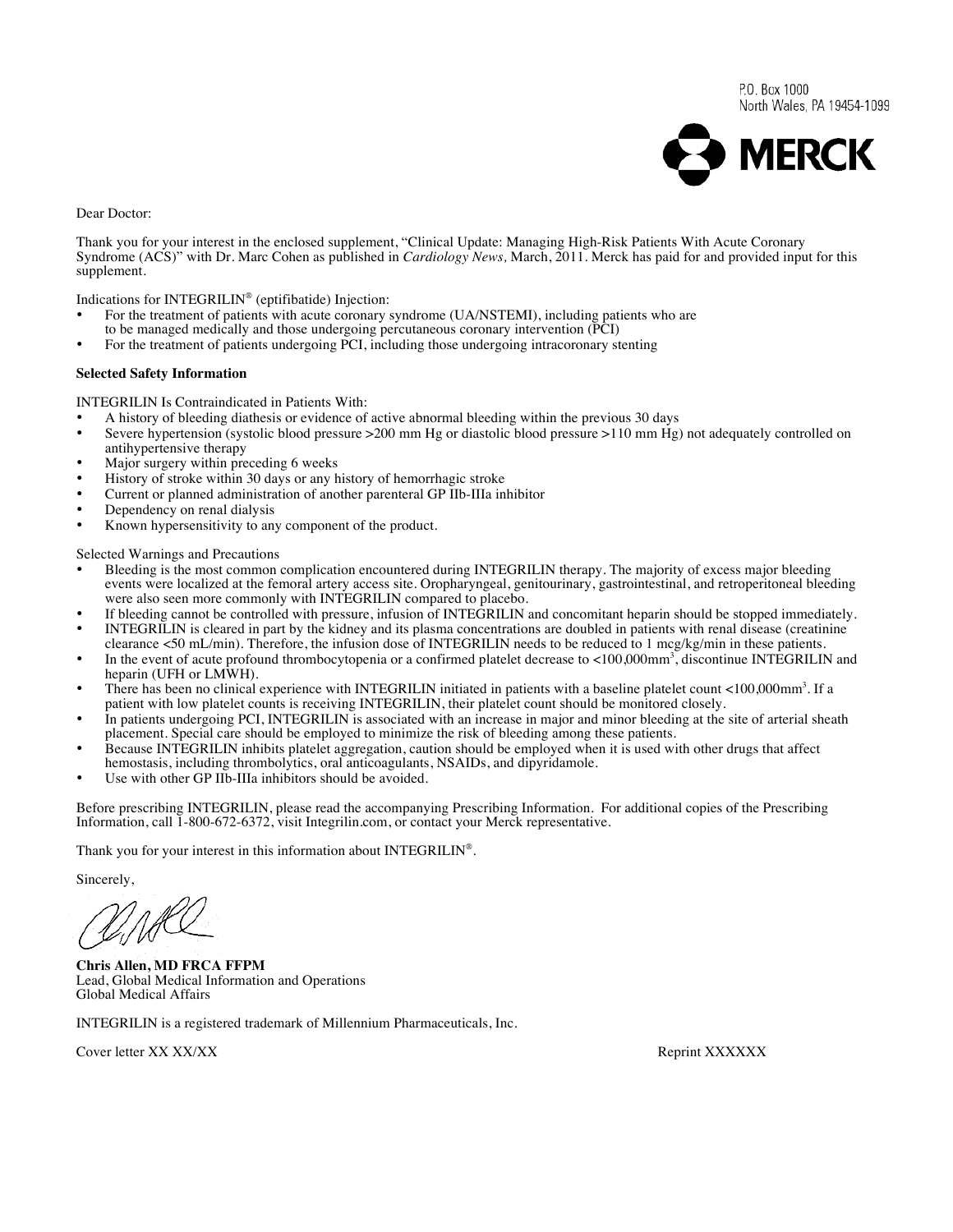P.O. Box 1000
North Wales, PA 19454-1099

MERCK

Dear Doctor:

Thank you for your interest in the enclosed supplement, "Clinical Update: Managing High-Risk Patients With Acute Coronary Syndrome (ACS)" with Dr. Marc Cohen as published in *Cardiology News,* March, 2011. Merck has paid for and provided input for this supplement.

Indications for INTEGRILIN® (eptifibatide) Injection:

- For the treatment of patients with acute coronary syndrome (UA/NSTEMI), including patients who are to be managed medically and those undergoing percutaneous coronary intervention (PCI)
- For the treatment of patients undergoing PCI, including those undergoing intracoronary stenting

**Selected Safety Information**

INTEGRILIN Is Contraindicated in Patients With:

- A history of bleeding diathesis or evidence of active abnormal bleeding within the previous 30 days
- Severe hypertension (systolic blood pressure >200 mm Hg or diastolic blood pressure >110 mm Hg) not adequately controlled on antihypertensive therapy
- Major surgery within preceding 6 weeks
- History of stroke within 30 days or any history of hemorrhagic stroke
- Current or planned administration of another parenteral GP IIb-IIIa inhibitor
- Dependency on renal dialysis
- Known hypersensitivity to any component of the product.

Selected Warnings and Precautions

- Bleeding is the most common complication encountered during INTEGRILIN therapy. The majority of excess major bleeding events were localized at the femoral artery access site. Oropharyngeal, genitourinary, gastrointestinal, and retroperitoneal bleeding were also seen more commonly with INTEGRILIN compared to placebo.
- If bleeding cannot be controlled with pressure, infusion of INTEGRILIN and concomitant heparin should be stopped immediately.
- INTEGRILIN is cleared in part by the kidney and its plasma concentrations are doubled in patients with renal disease (creatinine clearance <50 mL/min). Therefore, the infusion dose of INTEGRILIN needs to be reduced to 1 mcg/kg/min in these patients.
- In the event of acute profound thrombocytopenia or a confirmed platelet decrease to <100,000mm$^3$, discontinue INTEGRILIN and heparin (UFH or LMWH).
- There has been no clinical experience with INTEGRILIN initiated in patients with a baseline platelet count <100,000mm$^3$. If a patient with low platelet counts is receiving INTEGRILIN, their platelet count should be monitored closely.
- In patients undergoing PCI, INTEGRILIN is associated with an increase in major and minor bleeding at the site of arterial sheath placement. Special care should be employed to minimize the risk of bleeding among these patients.
- Because INTEGRILIN inhibits platelet aggregation, caution should be employed when it is used with other drugs that affect hemostasis, including thrombolytics, oral anticoagulants, NSAIDs, and dipyridamole.
- Use with other GP IIb-IIIa inhibitors should be avoided.

Before prescribing INTEGRILIN, please read the accompanying Prescribing Information. For additional copies of the Prescribing Information, call 1-800-672-6372, visit Integrilin.com, or contact your Merck representative.

Thank you for your interest in this information about INTEGRILIN®.

Sincerely,

**Chris Allen, MD FRCA FFPM**
Lead, Global Medical Information and Operations
Global Medical Affairs

INTEGRILIN is a registered trademark of Millennium Pharmaceuticals, Inc.

Cover letter XX XX/XX Reprint XXXXXX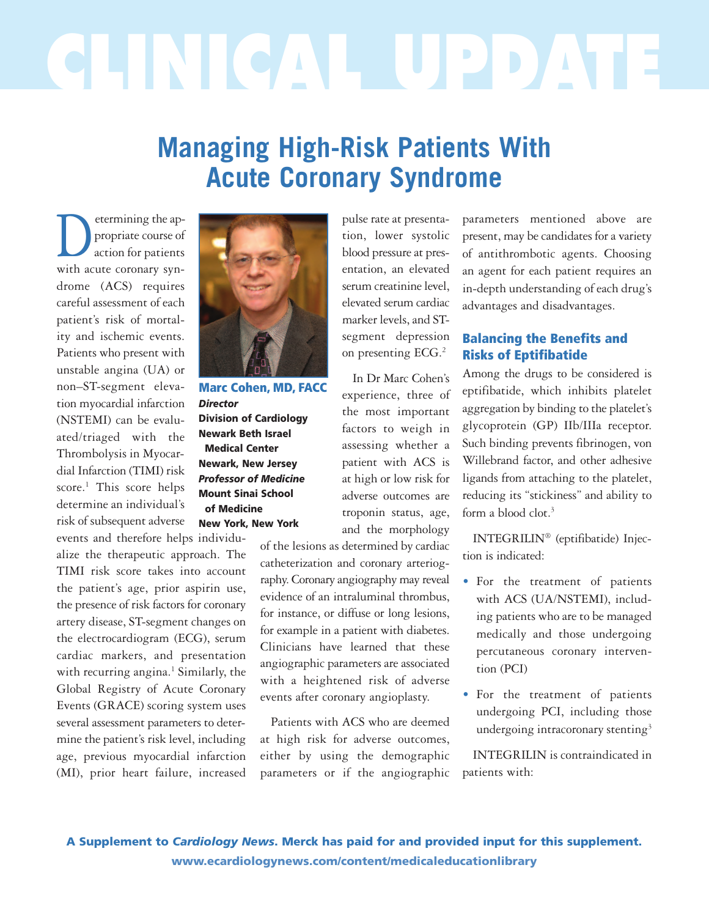# CLINICAL UPDATE

## Managing High-Risk Patients With Acute Coronary Syndrome

**Marc Cohen, MD, FACC**
***Director***
**Division of Cardiology**
**Newark Beth Israel Medical Center**
**Newark, New Jersey**
***Professor of Medicine***
**Mount Sinai School of Medicine**
**New York, New York**

Determining the appropriate course of action for patients with acute coronary syndrome (ACS) requires careful assessment of each patient's risk of mortality and ischemic events. Patients who present with unstable angina (UA) or non–ST-segment elevation myocardial infarction (NSTEMI) can be evaluated/triaged with the Thrombolysis in Myocardial Infarction (TIMI) risk score.[1] This score helps determine an individual's risk of subsequent adverse events and therefore helps individualize the therapeutic approach. The TIMI risk score takes into account the patient's age, prior aspirin use, the presence of risk factors for coronary artery disease, ST-segment changes on the electrocardiogram (ECG), serum cardiac markers, and presentation with recurring angina.[1] Similarly, the Global Registry of Acute Coronary Events (GRACE) scoring system uses several assessment parameters to determine the patient's risk level, including age, previous myocardial infarction (MI), prior heart failure, increased pulse rate at presentation, lower systolic blood pressure at presentation, an elevated serum creatinine level, elevated serum cardiac marker levels, and ST-segment depression on presenting ECG.[2]

In Dr Marc Cohen's experience, three of the most important factors to weigh in assessing whether a patient with ACS is at high or low risk for adverse outcomes are troponin status, age, and the morphology of the lesions as determined by cardiac catheterization and coronary arteriography. Coronary angiography may reveal evidence of an intraluminal thrombus, for instance, or diffuse or long lesions, for example in a patient with diabetes. Clinicians have learned that these angiographic parameters are associated with a heightened risk of adverse events after coronary angioplasty.

Patients with ACS who are deemed at high risk for adverse outcomes, either by using the demographic parameters or if the angiographic parameters mentioned above are present, may be candidates for a variety of antithrombotic agents. Choosing an agent for each patient requires an in-depth understanding of each drug's advantages and disadvantages.

### Balancing the Benefits and Risks of Eptifibatide

Among the drugs to be considered is eptifibatide, which inhibits platelet aggregation by binding to the platelet's glycoprotein (GP) IIb/IIIa receptor. Such binding prevents fibrinogen, von Willebrand factor, and other adhesive ligands from attaching to the platelet, reducing its "stickiness" and ability to form a blood clot.[3]

INTEGRILIN® (eptifibatide) Injection is indicated:

- For the treatment of patients with ACS (UA/NSTEMI), including patients who are to be managed medically and those undergoing percutaneous coronary intervention (PCI)
- For the treatment of patients undergoing PCI, including those undergoing intracoronary stenting[3]

INTEGRILIN is contraindicated in patients with:

**A Supplement to *Cardiology News*. Merck has paid for and provided input for this supplement.**
**www.ecardiologynews.com/content/medicaleducationlibrary**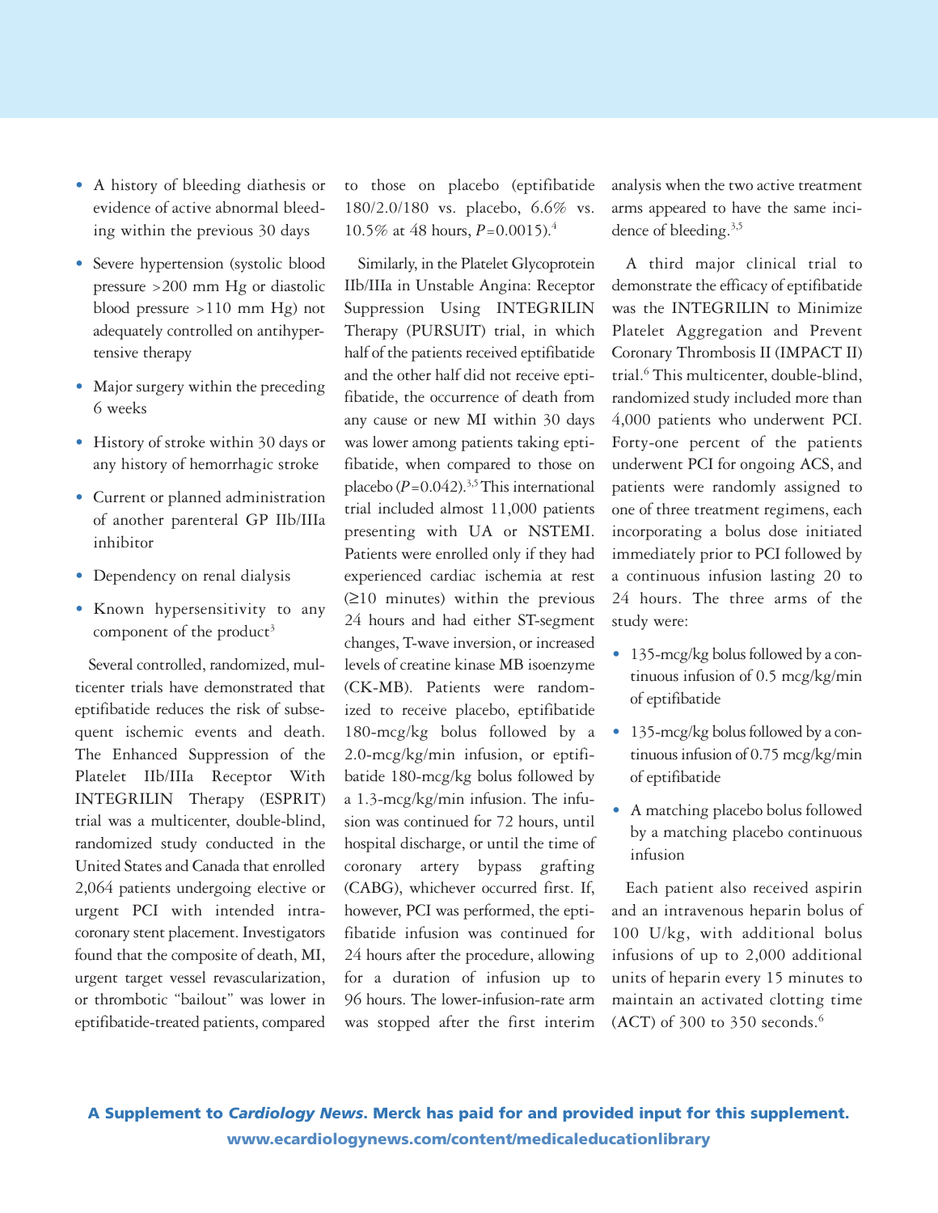- A history of bleeding diathesis or evidence of active abnormal bleeding within the previous 30 days
- Severe hypertension (systolic blood pressure >200 mm Hg or diastolic blood pressure >110 mm Hg) not adequately controlled on antihypertensive therapy
- Major surgery within the preceding 6 weeks
- History of stroke within 30 days or any history of hemorrhagic stroke
- Current or planned administration of another parenteral GP IIb/IIIa inhibitor
- Dependency on renal dialysis
- Known hypersensitivity to any component of the product[3]

Several controlled, randomized, multicenter trials have demonstrated that eptifibatide reduces the risk of subsequent ischemic events and death. The Enhanced Suppression of the Platelet IIb/IIIa Receptor With INTEGRILIN Therapy (ESPRIT) trial was a multicenter, double-blind, randomized study conducted in the United States and Canada that enrolled 2,064 patients undergoing elective or urgent PCI with intended intracoronary stent placement. Investigators found that the composite of death, MI, urgent target vessel revascularization, or thrombotic "bailout" was lower in eptifibatide-treated patients, compared to those on placebo (eptifibatide 180/2.0/180 vs. placebo, 6.6% vs. 10.5% at 48 hours, $P$=0.0015).[4]

Similarly, in the Platelet Glycoprotein IIb/IIIa in Unstable Angina: Receptor Suppression Using INTEGRILIN Therapy (PURSUIT) trial, in which half of the patients received eptifibatide and the other half did not receive eptifibatide, the occurrence of death from any cause or new MI within 30 days was lower among patients taking eptifibatide, when compared to those on placebo ($P$=0.042).[3,5] This international trial included almost 11,000 patients presenting with UA or NSTEMI. Patients were enrolled only if they had experienced cardiac ischemia at rest (≥10 minutes) within the previous 24 hours and had either ST-segment changes, T-wave inversion, or increased levels of creatine kinase MB isoenzyme (CK-MB). Patients were randomized to receive placebo, eptifibatide 180-mcg/kg bolus followed by a 2.0-mcg/kg/min infusion, or eptifibatide 180-mcg/kg bolus followed by a 1.3-mcg/kg/min infusion. The infusion was continued for 72 hours, until hospital discharge, or until the time of coronary artery bypass grafting (CABG), whichever occurred first. If, however, PCI was performed, the eptifibatide infusion was continued for 24 hours after the procedure, allowing for a duration of infusion up to 96 hours. The lower-infusion-rate arm was stopped after the first interim analysis when the two active treatment arms appeared to have the same incidence of bleeding.[3,5]

A third major clinical trial to demonstrate the efficacy of eptifibatide was the INTEGRILIN to Minimize Platelet Aggregation and Prevent Coronary Thrombosis II (IMPACT II) trial.[6] This multicenter, double-blind, randomized study included more than 4,000 patients who underwent PCI. Forty-one percent of the patients underwent PCI for ongoing ACS, and patients were randomly assigned to one of three treatment regimens, each incorporating a bolus dose initiated immediately prior to PCI followed by a continuous infusion lasting 20 to 24 hours. The three arms of the study were:

- 135-mcg/kg bolus followed by a continuous infusion of 0.5 mcg/kg/min of eptifibatide
- 135-mcg/kg bolus followed by a continuous infusion of 0.75 mcg/kg/min of eptifibatide
- A matching placebo bolus followed by a matching placebo continuous infusion

Each patient also received aspirin and an intravenous heparin bolus of 100 U/kg, with additional bolus infusions of up to 2,000 additional units of heparin every 15 minutes to maintain an activated clotting time (ACT) of 300 to 350 seconds.[6]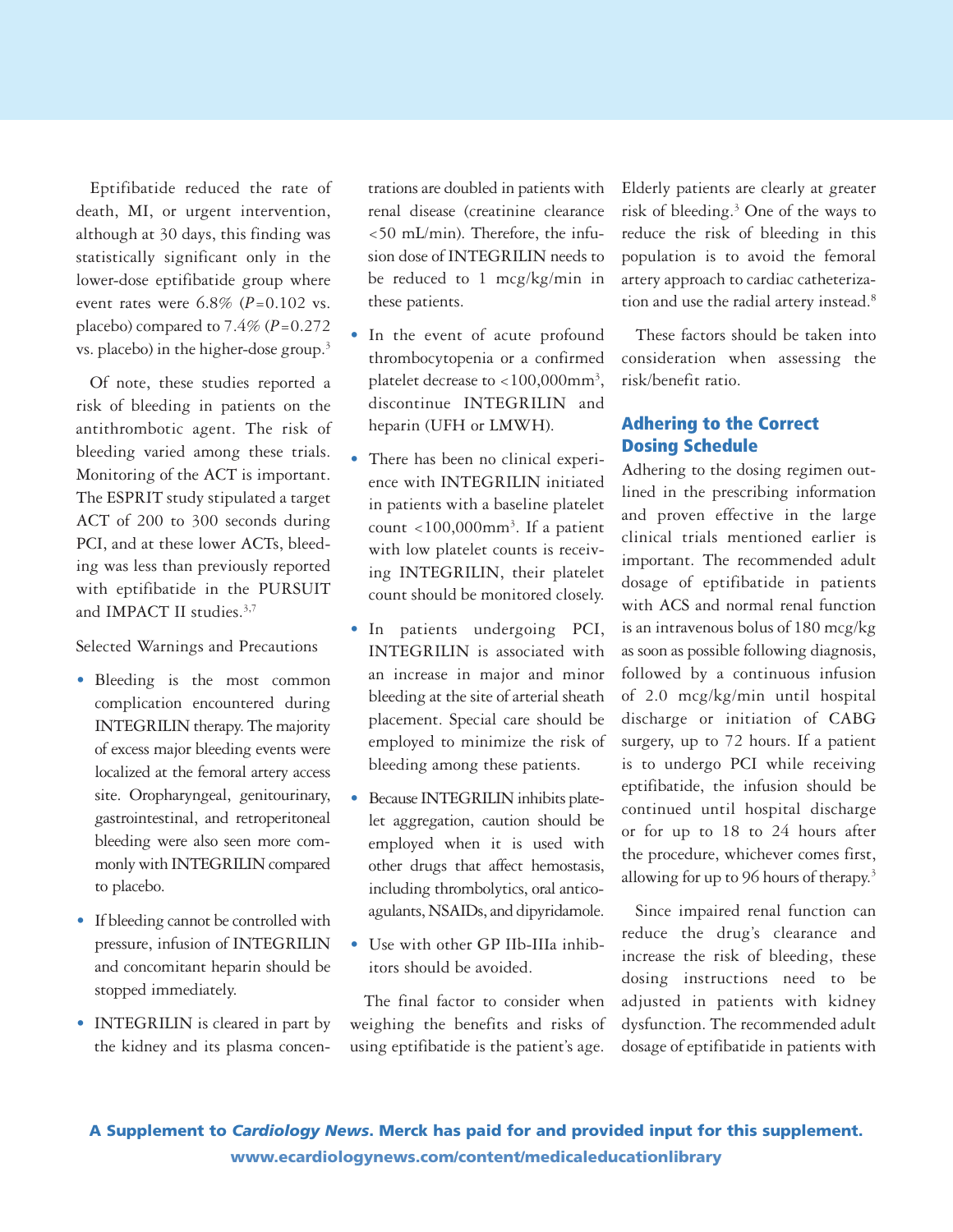Eptifibatide reduced the rate of death, MI, or urgent intervention, although at 30 days, this finding was statistically significant only in the lower-dose eptifibatide group where event rates were 6.8% ($P$=0.102 vs. placebo) compared to 7.4% ($P$=0.272 vs. placebo) in the higher-dose group.[3]

Of note, these studies reported a risk of bleeding in patients on the antithrombotic agent. The risk of bleeding varied among these trials. Monitoring of the ACT is important. The ESPRIT study stipulated a target ACT of 200 to 300 seconds during PCI, and at these lower ACTs, bleeding was less than previously reported with eptifibatide in the PURSUIT and IMPACT II studies.[3,7]

Selected Warnings and Precautions

- Bleeding is the most common complication encountered during INTEGRILIN therapy. The majority of excess major bleeding events were localized at the femoral artery access site. Oropharyngeal, genitourinary, gastrointestinal, and retroperitoneal bleeding were also seen more commonly with INTEGRILIN compared to placebo.
- If bleeding cannot be controlled with pressure, infusion of INTEGRILIN and concomitant heparin should be stopped immediately.
- INTEGRILIN is cleared in part by the kidney and its plasma concentrations are doubled in patients with renal disease (creatinine clearance <50 mL/min). Therefore, the infusion dose of INTEGRILIN needs to be reduced to 1 mcg/kg/min in these patients.
- In the event of acute profound thrombocytopenia or a confirmed platelet decrease to <100,000mm$^3$, discontinue INTEGRILIN and heparin (UFH or LMWH).
- There has been no clinical experience with INTEGRILIN initiated in patients with a baseline platelet count <100,000mm$^3$. If a patient with low platelet counts is receiving INTEGRILIN, their platelet count should be monitored closely.
- In patients undergoing PCI, INTEGRILIN is associated with an increase in major and minor bleeding at the site of arterial sheath placement. Special care should be employed to minimize the risk of bleeding among these patients.
- Because INTEGRILIN inhibits platelet aggregation, caution should be employed when it is used with other drugs that affect hemostasis, including thrombolytics, oral anticoagulants, NSAIDs, and dipyridamole.
- Use with other GP IIb-IIIa inhibitors should be avoided.

The final factor to consider when weighing the benefits and risks of using eptifibatide is the patient's age. Elderly patients are clearly at greater risk of bleeding.[3] One of the ways to reduce the risk of bleeding in this population is to avoid the femoral artery approach to cardiac catheterization and use the radial artery instead.[8]

These factors should be taken into consideration when assessing the risk/benefit ratio.

## Adhering to the Correct Dosing Schedule

Adhering to the dosing regimen outlined in the prescribing information and proven effective in the large clinical trials mentioned earlier is important. The recommended adult dosage of eptifibatide in patients with ACS and normal renal function is an intravenous bolus of 180 mcg/kg as soon as possible following diagnosis, followed by a continuous infusion of 2.0 mcg/kg/min until hospital discharge or initiation of CABG surgery, up to 72 hours. If a patient is to undergo PCI while receiving eptifibatide, the infusion should be continued until hospital discharge or for up to 18 to 24 hours after the procedure, whichever comes first, allowing for up to 96 hours of therapy.[3]

Since impaired renal function can reduce the drug's clearance and increase the risk of bleeding, these dosing instructions need to be adjusted in patients with kidney dysfunction. The recommended adult dosage of eptifibatide in patients with

**A Supplement to *Cardiology News*. Merck has paid for and provided input for this supplement.**
**www.ecardiologynews.com/content/medicaleducationlibrary**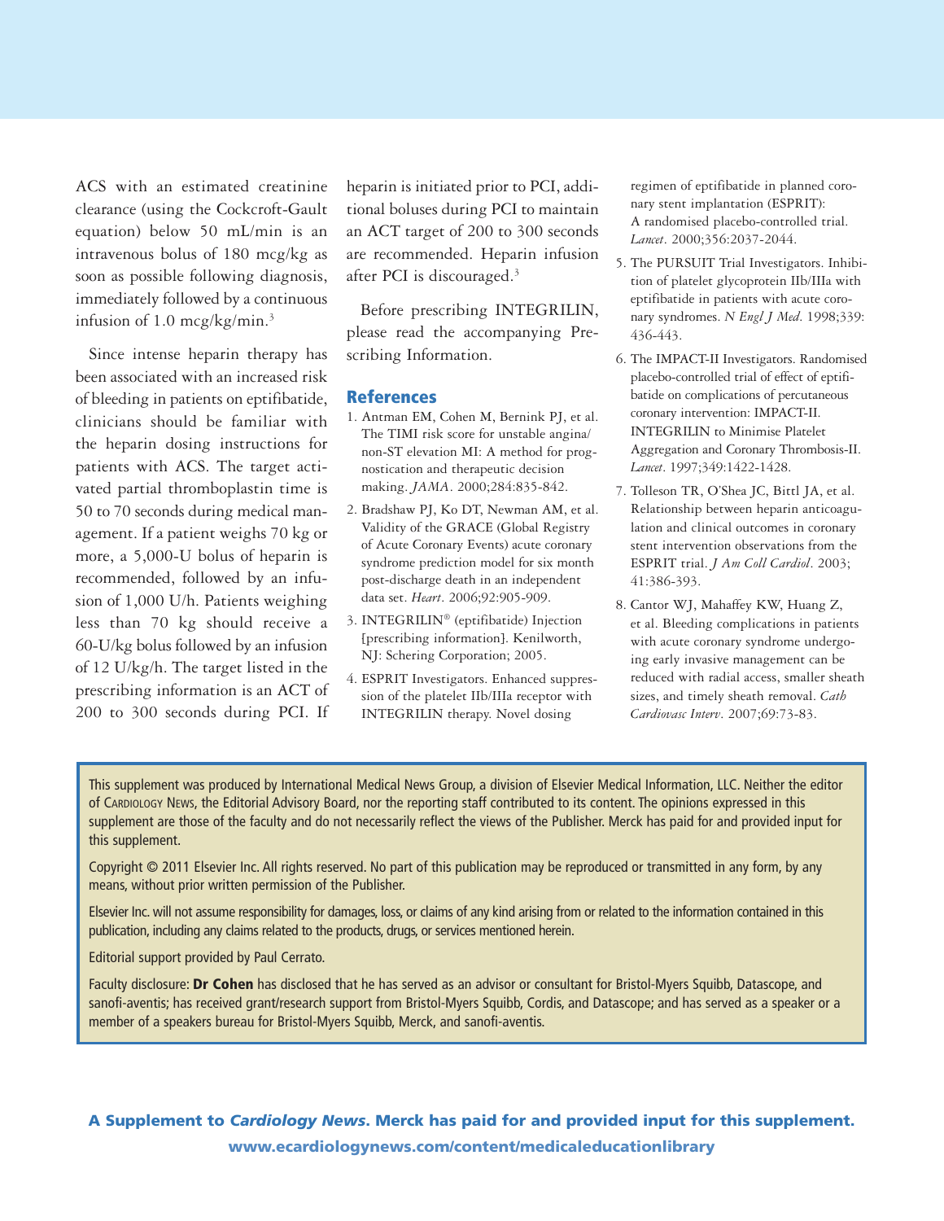ACS with an estimated creatinine clearance (using the Cockcroft-Gault equation) below 50 mL/min is an intravenous bolus of 180 mcg/kg as soon as possible following diagnosis, immediately followed by a continuous infusion of 1.0 mcg/kg/min.[3]

Since intense heparin therapy has been associated with an increased risk of bleeding in patients on eptifibatide, clinicians should be familiar with the heparin dosing instructions for patients with ACS. The target activated partial thromboplastin time is 50 to 70 seconds during medical management. If a patient weighs 70 kg or more, a 5,000-U bolus of heparin is recommended, followed by an infusion of 1,000 U/h. Patients weighing less than 70 kg should receive a 60-U/kg bolus followed by an infusion of 12 U/kg/h. The target listed in the prescribing information is an ACT of 200 to 300 seconds during PCI. If heparin is initiated prior to PCI, additional boluses during PCI to maintain an ACT target of 200 to 300 seconds are recommended. Heparin infusion after PCI is discouraged.[3]

Before prescribing INTEGRILIN, please read the accompanying Prescribing Information.

## References

1. Antman EM, Cohen M, Bernink PJ, et al. The TIMI risk score for unstable angina/non-ST elevation MI: A method for prognostication and therapeutic decision making. *JAMA*. 2000;284:835-842.
2. Bradshaw PJ, Ko DT, Newman AM, et al. Validity of the GRACE (Global Registry of Acute Coronary Events) acute coronary syndrome prediction model for six month post-discharge death in an independent data set. *Heart*. 2006;92:905-909.
3. INTEGRILIN® (eptifibatide) Injection [prescribing information]. Kenilworth, NJ: Schering Corporation; 2005.
4. ESPRIT Investigators. Enhanced suppression of the platelet IIb/IIIa receptor with INTEGRILIN therapy. Novel dosing regimen of eptifibatide in planned coronary stent implantation (ESPRIT): A randomised placebo-controlled trial. *Lancet*. 2000;356:2037-2044.
5. The PURSUIT Trial Investigators. Inhibition of platelet glycoprotein IIb/IIIa with eptifibatide in patients with acute coronary syndromes. *N Engl J Med*. 1998;339:436-443.
6. The IMPACT-II Investigators. Randomised placebo-controlled trial of effect of eptifibatide on complications of percutaneous coronary intervention: IMPACT-II. INTEGRILIN to Minimise Platelet Aggregation and Coronary Thrombosis-II. *Lancet*. 1997;349:1422-1428.
7. Tolleson TR, O'Shea JC, Bittl JA, et al. Relationship between heparin anticoagulation and clinical outcomes in coronary stent intervention observations from the ESPRIT trial. *J Am Coll Cardiol*. 2003;41:386-393.
8. Cantor WJ, Mahaffey KW, Huang Z, et al. Bleeding complications in patients with acute coronary syndrome undergoing early invasive management can be reduced with radial access, smaller sheath sizes, and timely sheath removal. *Cath Cardiovasc Interv*. 2007;69:73-83.

This supplement was produced by International Medical News Group, a division of Elsevier Medical Information, LLC. Neither the editor of Cardiology News, the Editorial Advisory Board, nor the reporting staff contributed to its content. The opinions expressed in this supplement are those of the faculty and do not necessarily reflect the views of the Publisher. Merck has paid for and provided input for this supplement.

Copyright © 2011 Elsevier Inc. All rights reserved. No part of this publication may be reproduced or transmitted in any form, by any means, without prior written permission of the Publisher.

Elsevier Inc. will not assume responsibility for damages, loss, or claims of any kind arising from or related to the information contained in this publication, including any claims related to the products, drugs, or services mentioned herein.

Editorial support provided by Paul Cerrato.

Faculty disclosure: **Dr Cohen** has disclosed that he has served as an advisor or consultant for Bristol-Myers Squibb, Datascope, and sanofi-aventis; has received grant/research support from Bristol-Myers Squibb, Cordis, and Datascope; and has served as a speaker or a member of a speakers bureau for Bristol-Myers Squibb, Merck, and sanofi-aventis.

**A Supplement to *Cardiology News*. Merck has paid for and provided input for this supplement.**

**www.ecardiologynews.com/content/medicaleducationlibrary**